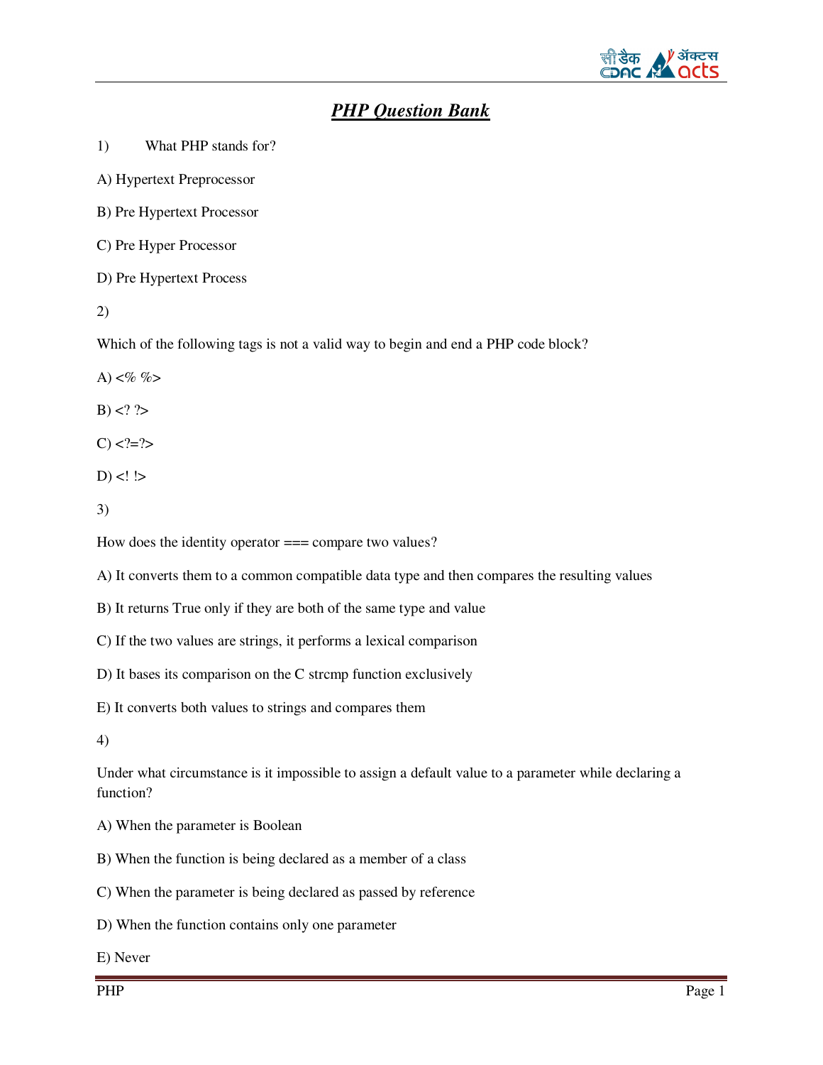# ***PHP Question Bank***

1) What PHP stands for?

A) Hypertext Preprocessor

B) Pre Hypertext Processor

C) Pre Hyper Processor

D) Pre Hypertext Process

2)

Which of the following tags is not a valid way to begin and end a PHP code block?

A) <% %>

B) <? ?>

C) <?=?>

D) <! !>

3)

How does the identity operator === compare two values?

A) It converts them to a common compatible data type and then compares the resulting values

B) It returns True only if they are both of the same type and value

C) If the two values are strings, it performs a lexical comparison

D) It bases its comparison on the C strcmp function exclusively

E) It converts both values to strings and compares them

4)

Under what circumstance is it impossible to assign a default value to a parameter while declaring a function?

A) When the parameter is Boolean

B) When the function is being declared as a member of a class

C) When the parameter is being declared as passed by reference

D) When the function contains only one parameter

E) Never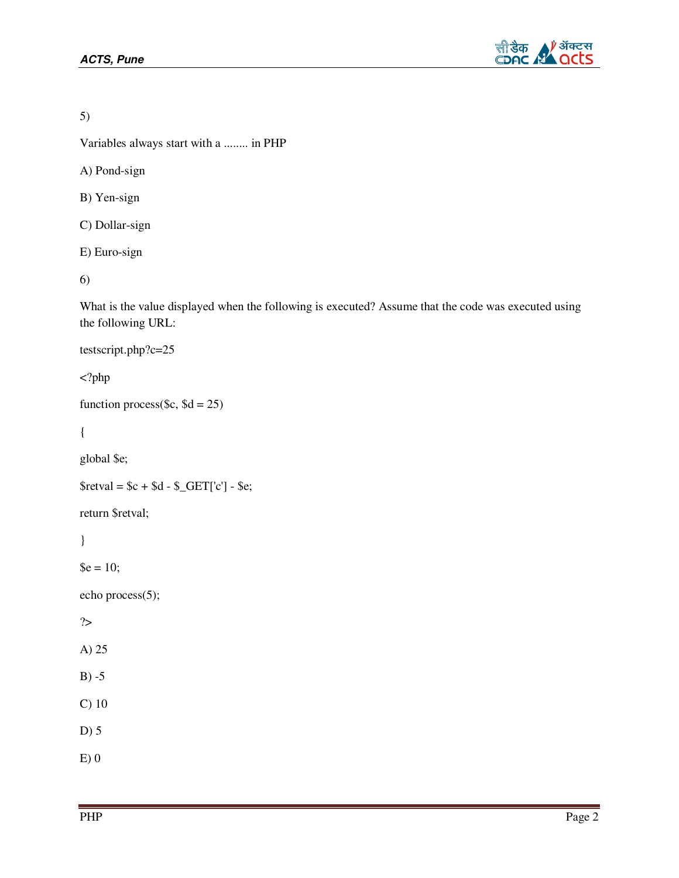5)

Variables always start with a ........ in PHP

A) Pond-sign

B) Yen-sign

C) Dollar-sign

E) Euro-sign

6)

What is the value displayed when the following is executed? Assume that the code was executed using the following URL:

testscript.php?c=25

```
<?php

function process($c, $d = 25)

{

global $e;

$retval = $c + $d - $_GET['c'] - $e;

return $retval;

}

$e = 10;

echo process(5);

?>
```

A) 25

B) -5

C) 10

D) 5

E) 0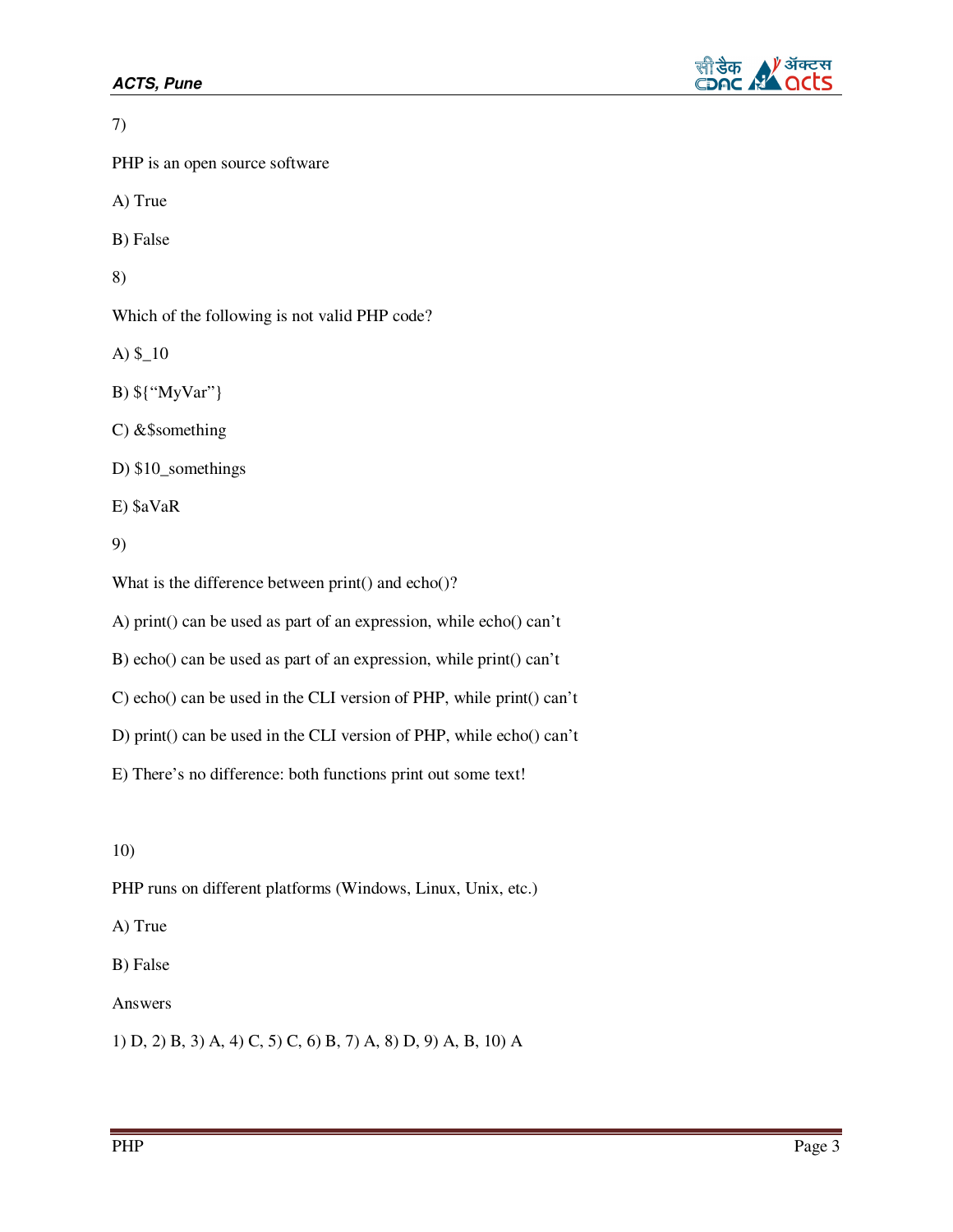7)

PHP is an open source software

A) True

B) False

8)

Which of the following is not valid PHP code?

A) $_10

B) ${“MyVar”}

C) &$something

D) $10_somethings

E) $aVaR

9)

What is the difference between print() and echo()?

A) print() can be used as part of an expression, while echo() can’t

B) echo() can be used as part of an expression, while print() can’t

C) echo() can be used in the CLI version of PHP, while print() can’t

D) print() can be used in the CLI version of PHP, while echo() can’t

E) There’s no difference: both functions print out some text!

10)

PHP runs on different platforms (Windows, Linux, Unix, etc.)

A) True

B) False

Answers

1) D, 2) B, 3) A, 4) C, 5) C, 6) B, 7) A, 8) D, 9) A, B, 10) A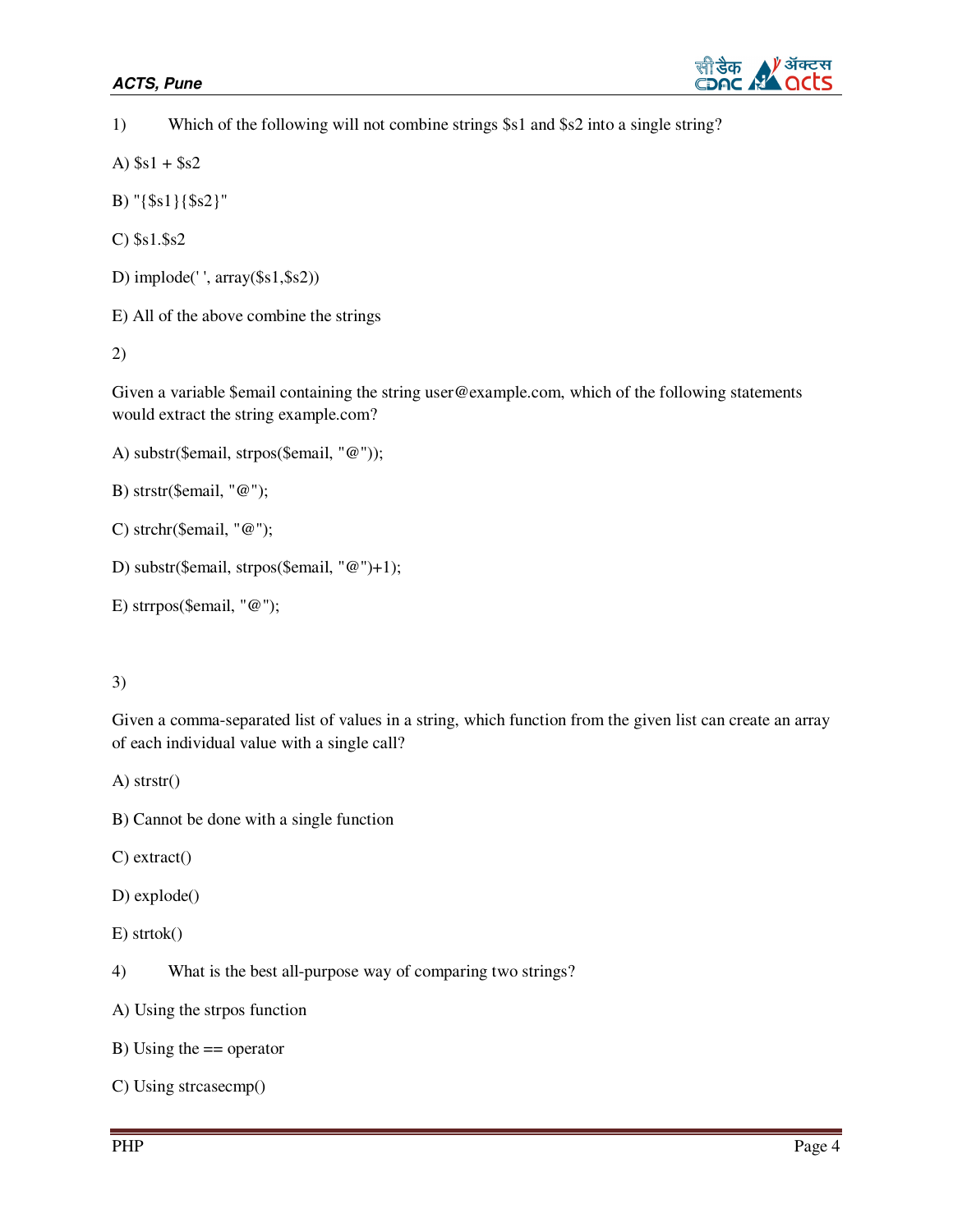1) Which of the following will not combine strings $s1 and $s2 into a single string?

A) $s1 + $s2

B) "{$s1}{$s2}"

C) $s1.$s2

D) implode(' ', array($s1,$s2))

E) All of the above combine the strings

2)

Given a variable $email containing the string user@example.com, which of the following statements would extract the string example.com?

A) substr($email, strpos($email, "@"));

B) strstr($email, "@");

C) strchr($email, "@");

D) substr($email, strpos($email, "@")+1);

E) strrpos($email, "@");

3)

Given a comma-separated list of values in a string, which function from the given list can create an array of each individual value with a single call?

A) strstr()

B) Cannot be done with a single function

C) extract()

D) explode()

E) strtok()

4) What is the best all-purpose way of comparing two strings?

A) Using the strpos function

B) Using the == operator

C) Using strcasecmp()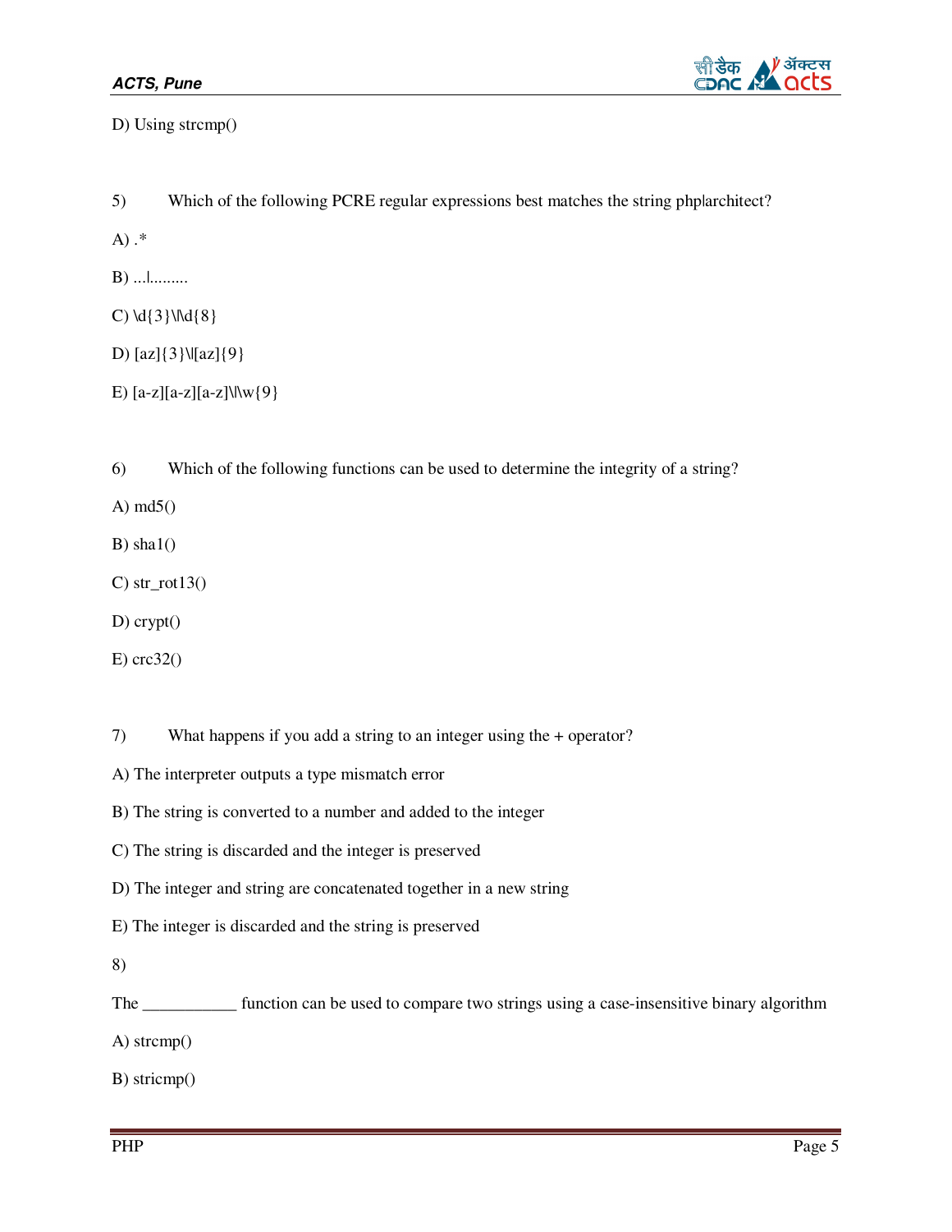D) Using strcmp()

5) Which of the following PCRE regular expressions best matches the string php|architect?

A) .*

B) ...|.........

C) \d{3}\|\d{8}

D) [az]{3}\|[az]{9}

E) [a-z][a-z][a-z]\|\w{9}

6) Which of the following functions can be used to determine the integrity of a string?

A) md5()

B) sha1()

C) str_rot13()

D) crypt()

E) crc32()

7) What happens if you add a string to an integer using the + operator?

A) The interpreter outputs a type mismatch error

B) The string is converted to a number and added to the integer

C) The string is discarded and the integer is preserved

D) The integer and string are concatenated together in a new string

E) The integer is discarded and the string is preserved

8)

The ___________ function can be used to compare two strings using a case-insensitive binary algorithm

A) strcmp()

B) stricmp()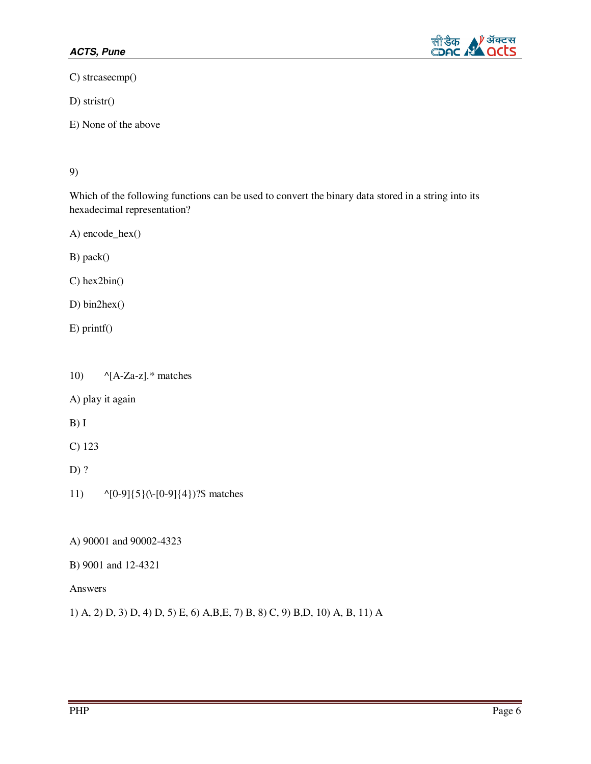C) strcasecmp()

D) stristr()

E) None of the above

9)

Which of the following functions can be used to convert the binary data stored in a string into its hexadecimal representation?

A) encode_hex()

B) pack()

C) hex2bin()

D) bin2hex()

E) printf()

10) ^[A-Za-z].* matches

A) play it again

B) I

C) 123

D) ?

11) ^[0-9]{5}(\-[0-9]{4})?$ matches

A) 90001 and 90002-4323

B) 9001 and 12-4321

Answers

1) A, 2) D, 3) D, 4) D, 5) E, 6) A,B,E, 7) B, 8) C, 9) B,D, 10) A, B, 11) A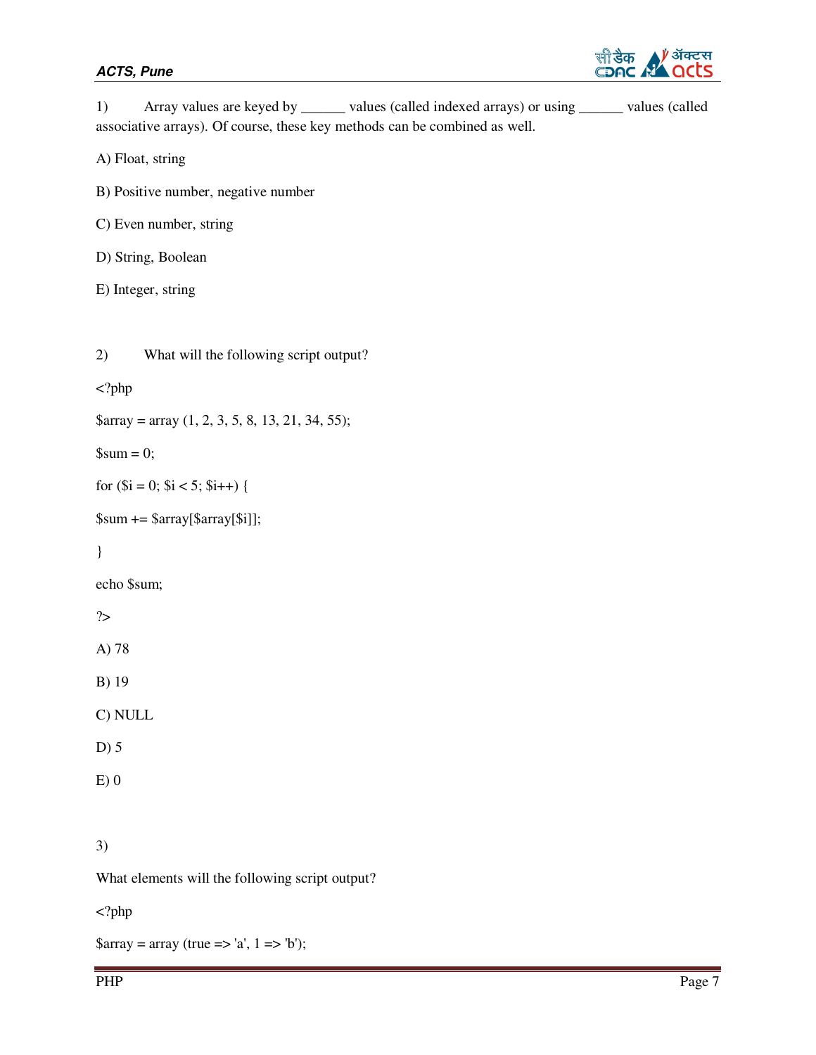1) Array values are keyed by ______ values (called indexed arrays) or using ______ values (called associative arrays). Of course, these key methods can be combined as well.

A) Float, string

B) Positive number, negative number

C) Even number, string

D) String, Boolean

E) Integer, string

2) What will the following script output?

```
<?php

$array = array (1, 2, 3, 5, 8, 13, 21, 34, 55);

$sum = 0;

for ($i = 0; $i < 5; $i++) {

$sum += $array[$array[$i]];

}

echo $sum;

?>
```

A) 78

B) 19

C) NULL

D) 5

E) 0

3)

What elements will the following script output?

```
<?php

$array = array (true => 'a', 1 => 'b');
```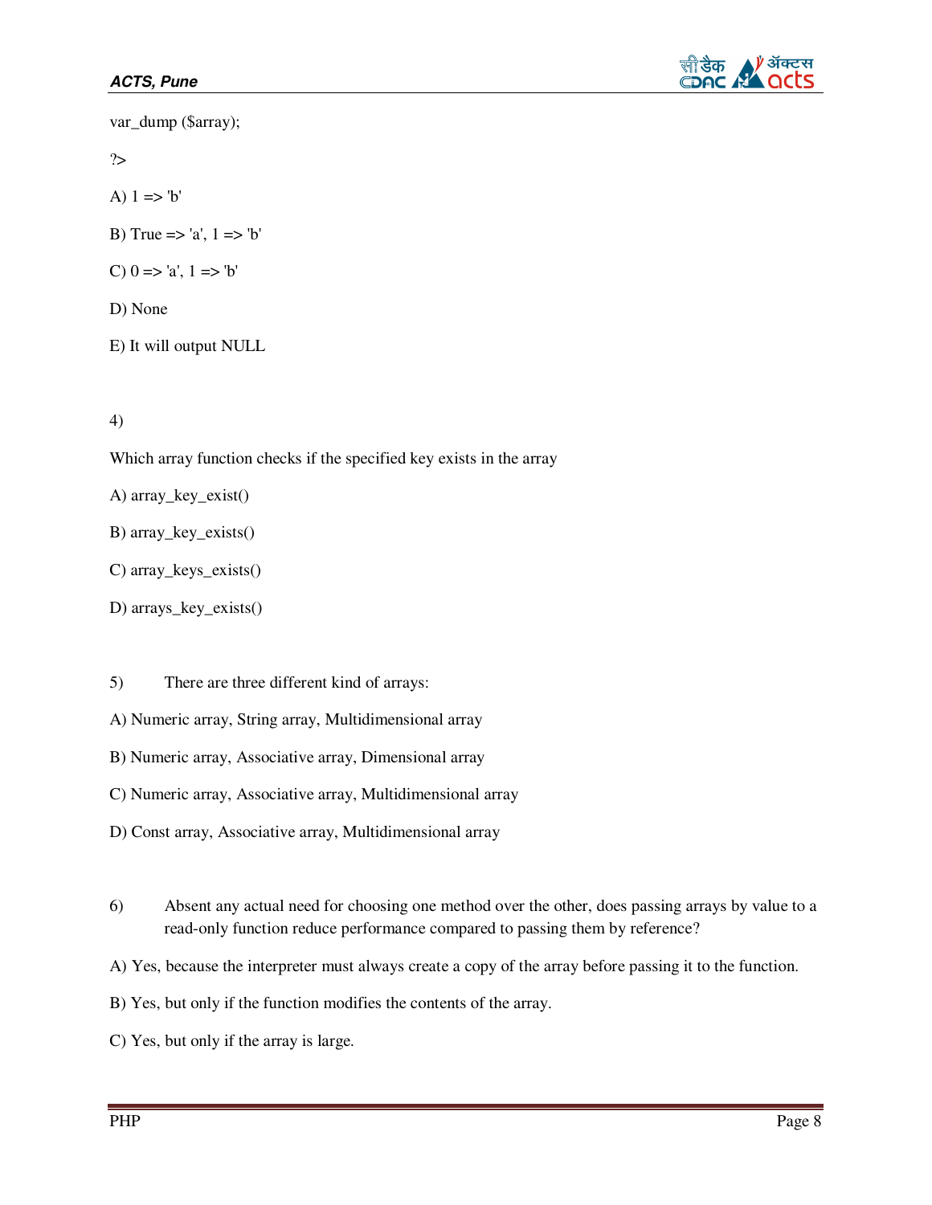```php
var_dump ($array);

?>
```

A) 1 => 'b'

B) True => 'a', 1 => 'b'

C) 0 => 'a', 1 => 'b'

D) None

E) It will output NULL

4)

Which array function checks if the specified key exists in the array

A) array_key_exist()

B) array_key_exists()

C) array_keys_exists()

D) arrays_key_exists()

5) There are three different kind of arrays:

A) Numeric array, String array, Multidimensional array

B) Numeric array, Associative array, Dimensional array

C) Numeric array, Associative array, Multidimensional array

D) Const array, Associative array, Multidimensional array

6) Absent any actual need for choosing one method over the other, does passing arrays by value to a read-only function reduce performance compared to passing them by reference?

A) Yes, because the interpreter must always create a copy of the array before passing it to the function.

B) Yes, but only if the function modifies the contents of the array.

C) Yes, but only if the array is large.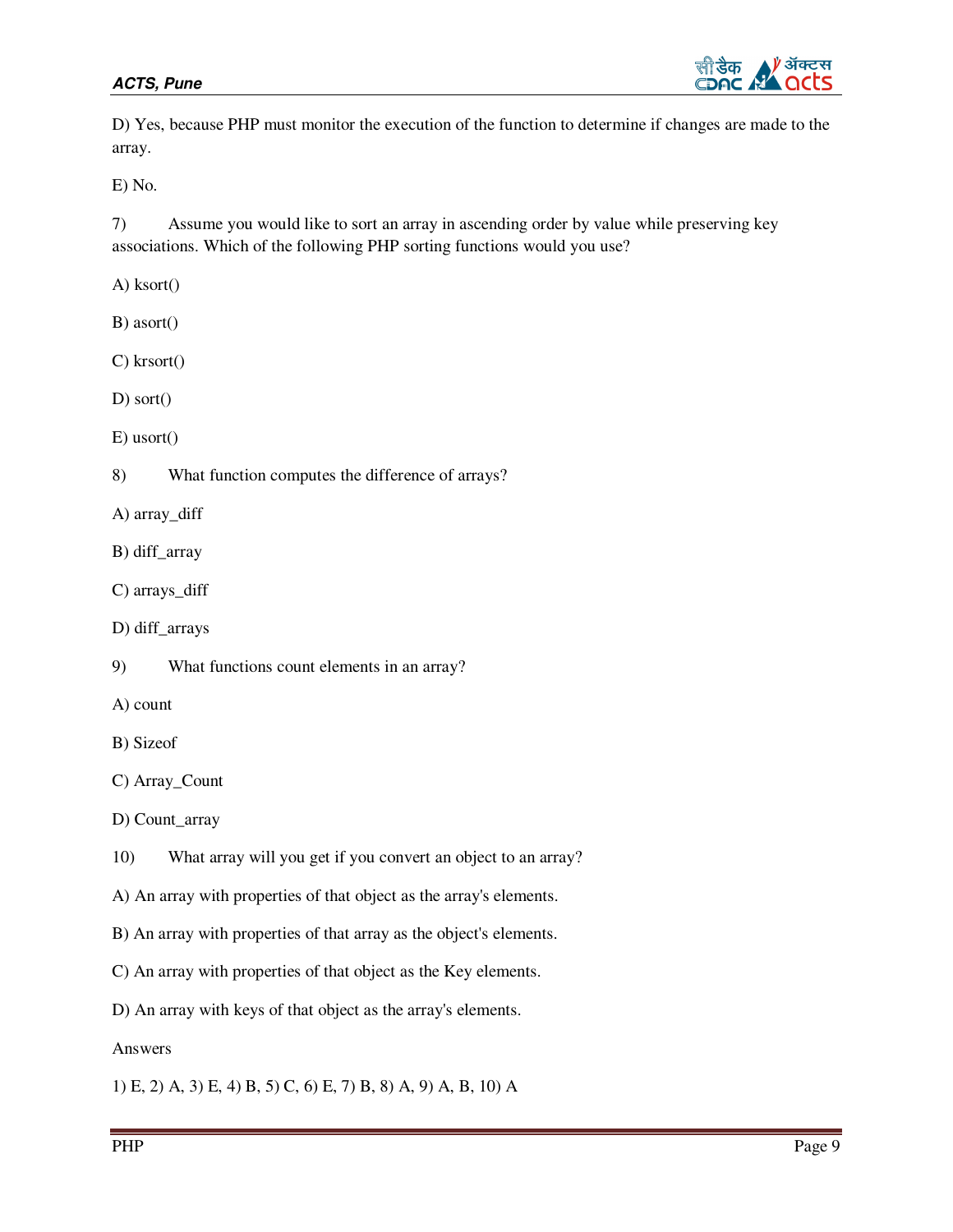D) Yes, because PHP must monitor the execution of the function to determine if changes are made to the array.

E) No.

7) Assume you would like to sort an array in ascending order by value while preserving key associations. Which of the following PHP sorting functions would you use?

A) ksort()

B) asort()

C) krsort()

D) sort()

E) usort()

8) What function computes the difference of arrays?

A) array_diff

B) diff_array

C) arrays_diff

D) diff_arrays

9) What functions count elements in an array?

A) count

B) Sizeof

C) Array_Count

D) Count_array

10) What array will you get if you convert an object to an array?

A) An array with properties of that object as the array's elements.

B) An array with properties of that array as the object's elements.

C) An array with properties of that object as the Key elements.

D) An array with keys of that object as the array's elements.

Answers

1) E, 2) A, 3) E, 4) B, 5) C, 6) E, 7) B, 8) A, 9) A, B, 10) A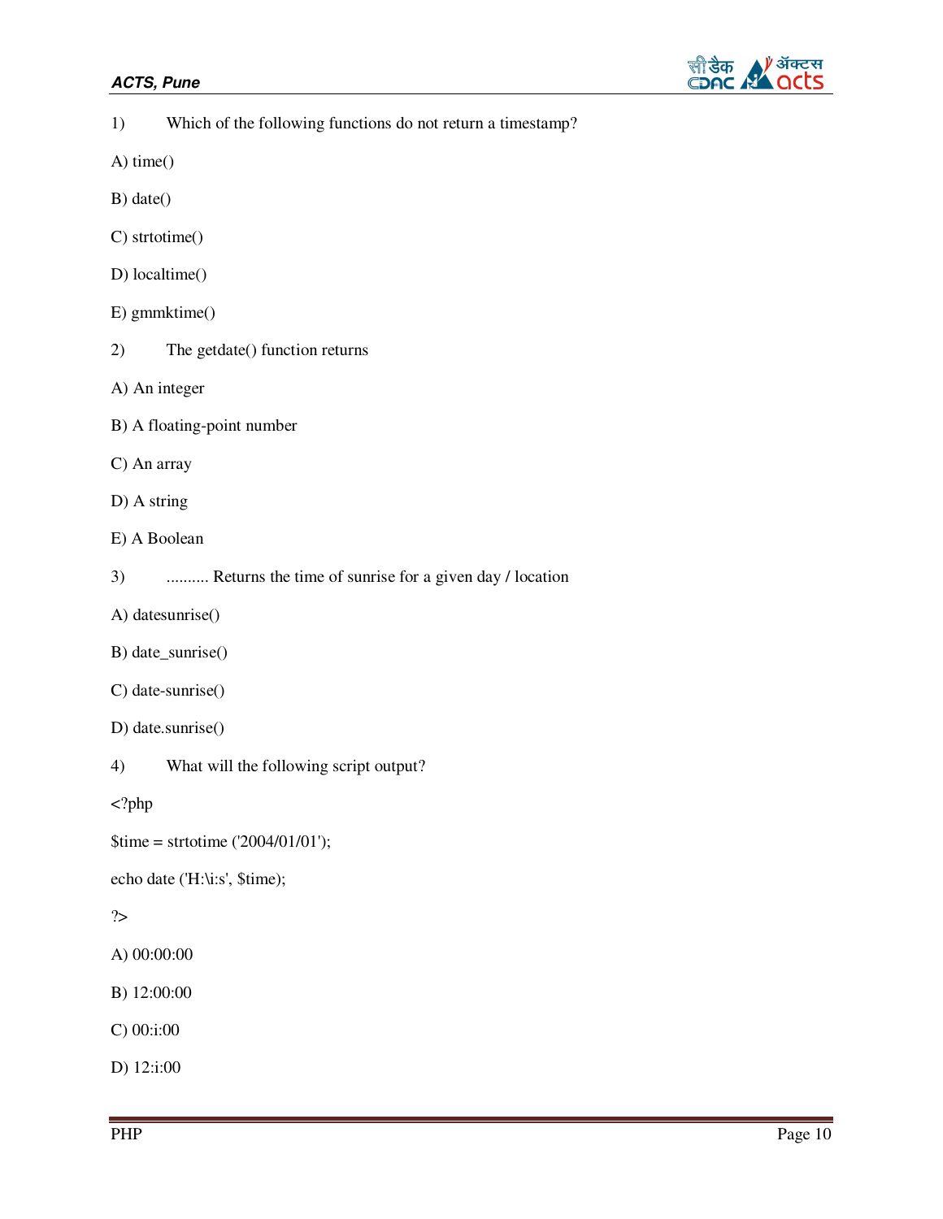1) Which of the following functions do not return a timestamp?

A) time()

B) date()

C) strtotime()

D) localtime()

E) gmmktime()

2) The getdate() function returns

A) An integer

B) A floating-point number

C) An array

D) A string

E) A Boolean

3) .......... Returns the time of sunrise for a given day / location

A) datesunrise()

B) date_sunrise()

C) date-sunrise()

D) date.sunrise()

4) What will the following script output?

```
<?php
$time = strtotime ('2004/01/01');
echo date ('H:\i:s', $time);
?>
```

A) 00:00:00

B) 12:00:00

C) 00:i:00

D) 12:i:00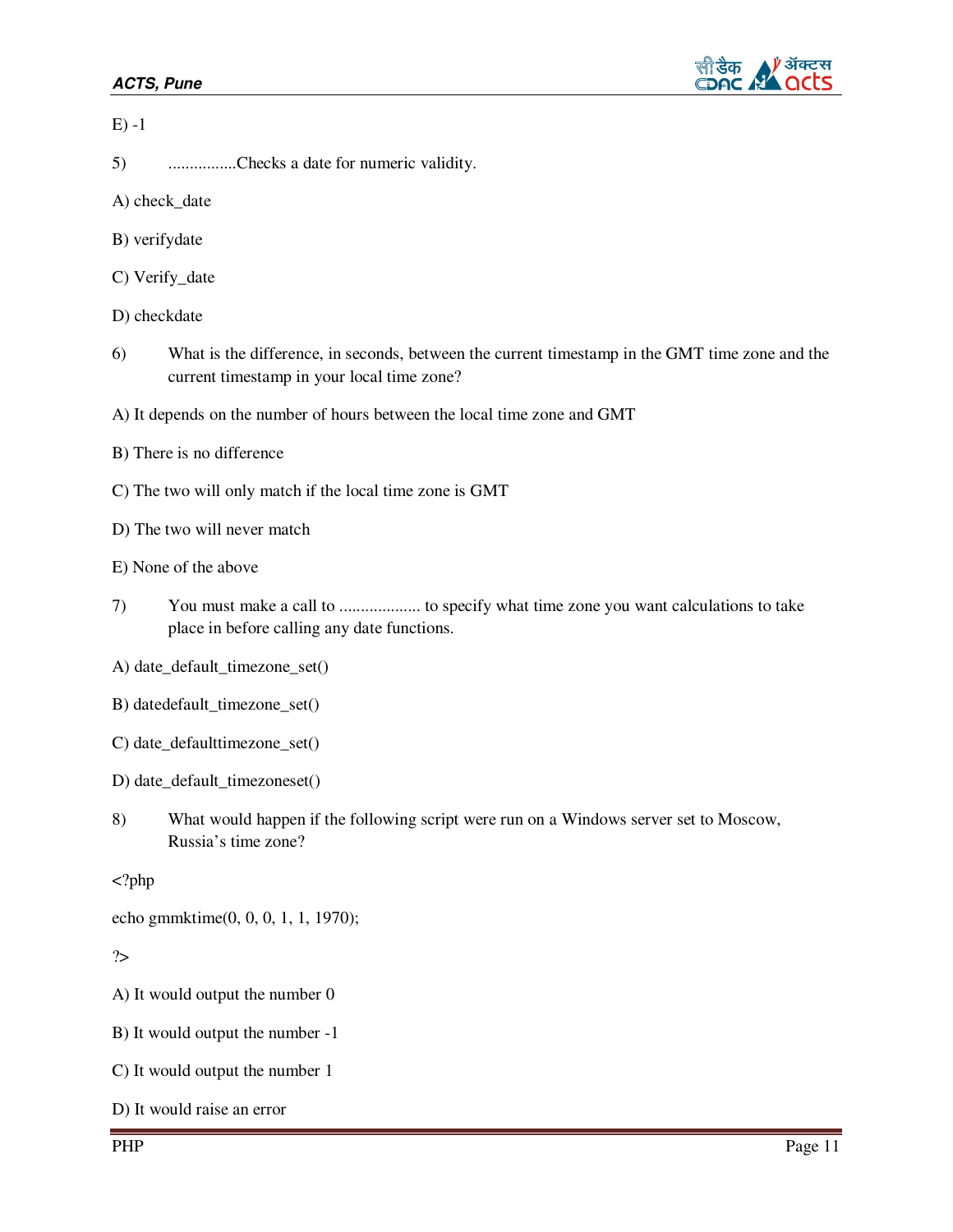E) -1

5) ................Checks a date for numeric validity.

A) check_date

B) verifydate

C) Verify_date

D) checkdate

6) What is the difference, in seconds, between the current timestamp in the GMT time zone and the current timestamp in your local time zone?

A) It depends on the number of hours between the local time zone and GMT

B) There is no difference

C) The two will only match if the local time zone is GMT

D) The two will never match

E) None of the above

7) You must make a call to .................. to specify what time zone you want calculations to take place in before calling any date functions.

A) date_default_timezone_set()

B) datedefault_timezone_set()

C) date_defaulttimezone_set()

D) date_default_timezoneset()

8) What would happen if the following script were run on a Windows server set to Moscow, Russia's time zone?

```
<?php

echo gmmktime(0, 0, 0, 1, 1, 1970);

?>
```

A) It would output the number 0

B) It would output the number -1

C) It would output the number 1

D) It would raise an error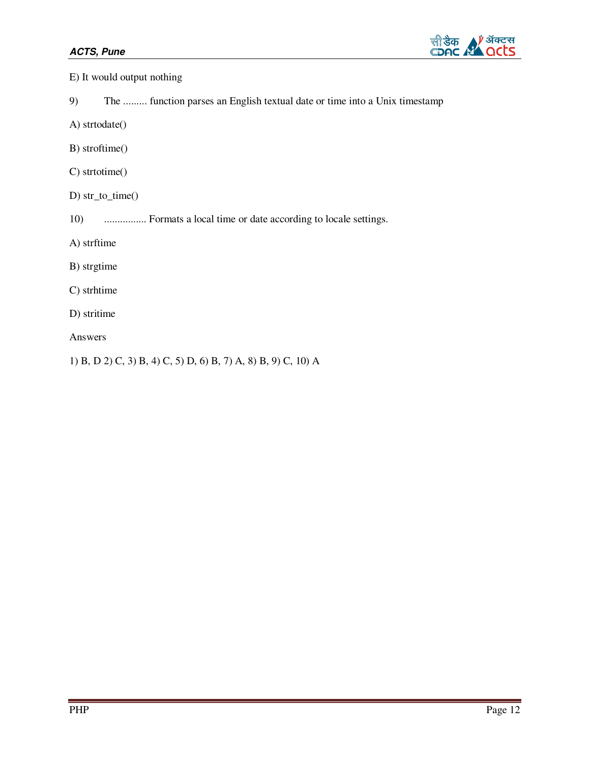E) It would output nothing

9) The ......... function parses an English textual date or time into a Unix timestamp

A) strtodate()

B) stroftime()

C) strtotime()

D) str_to_time()

10) ................ Formats a local time or date according to locale settings.

A) strftime

B) strgtime

C) strhtime

D) stritime

Answers

1) B, D 2) C, 3) B, 4) C, 5) D, 6) B, 7) A, 8) B, 9) C, 10) A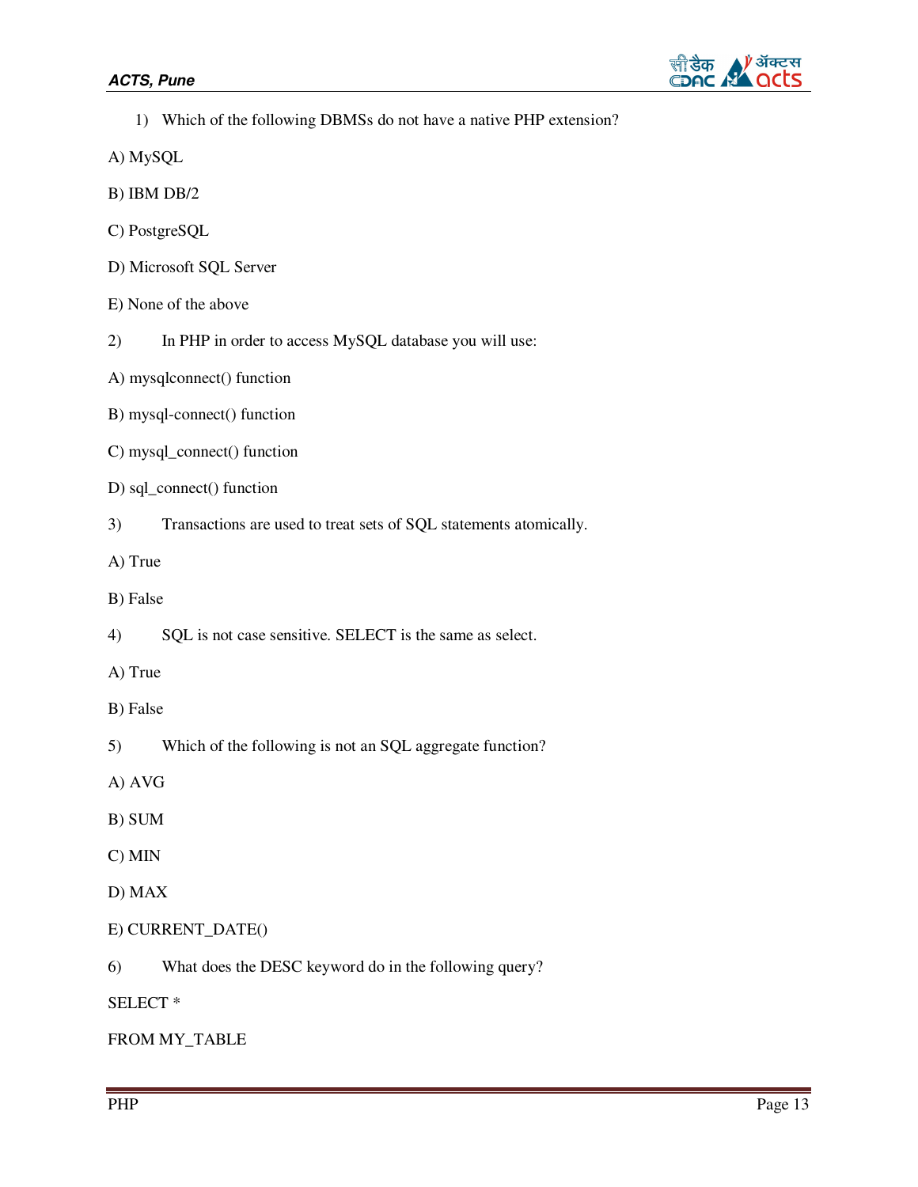1) Which of the following DBMSs do not have a native PHP extension?

A) MySQL

B) IBM DB/2

C) PostgreSQL

D) Microsoft SQL Server

E) None of the above

2) In PHP in order to access MySQL database you will use:

A) mysqlconnect() function

B) mysql-connect() function

C) mysql_connect() function

D) sql_connect() function

3) Transactions are used to treat sets of SQL statements atomically.

A) True

B) False

4) SQL is not case sensitive. SELECT is the same as select.

A) True

B) False

5) Which of the following is not an SQL aggregate function?

A) AVG

B) SUM

C) MIN

D) MAX

E) CURRENT_DATE()

6) What does the DESC keyword do in the following query?

SELECT *

FROM MY_TABLE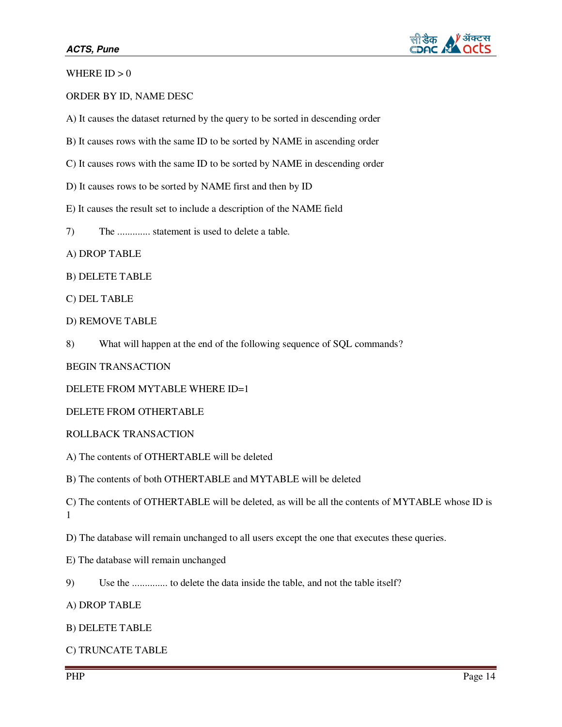WHERE ID > 0

ORDER BY ID, NAME DESC

A) It causes the dataset returned by the query to be sorted in descending order

B) It causes rows with the same ID to be sorted by NAME in ascending order

C) It causes rows with the same ID to be sorted by NAME in descending order

D) It causes rows to be sorted by NAME first and then by ID

E) It causes the result set to include a description of the NAME field

7) The ............ statement is used to delete a table.

A) DROP TABLE

B) DELETE TABLE

C) DEL TABLE

D) REMOVE TABLE

8) What will happen at the end of the following sequence of SQL commands?

BEGIN TRANSACTION

DELETE FROM MYTABLE WHERE ID=1

DELETE FROM OTHERTABLE

ROLLBACK TRANSACTION

A) The contents of OTHERTABLE will be deleted

B) The contents of both OTHERTABLE and MYTABLE will be deleted

C) The contents of OTHERTABLE will be deleted, as will be all the contents of MYTABLE whose ID is 1

D) The database will remain unchanged to all users except the one that executes these queries.

E) The database will remain unchanged

9) Use the ............. to delete the data inside the table, and not the table itself?

A) DROP TABLE

B) DELETE TABLE

C) TRUNCATE TABLE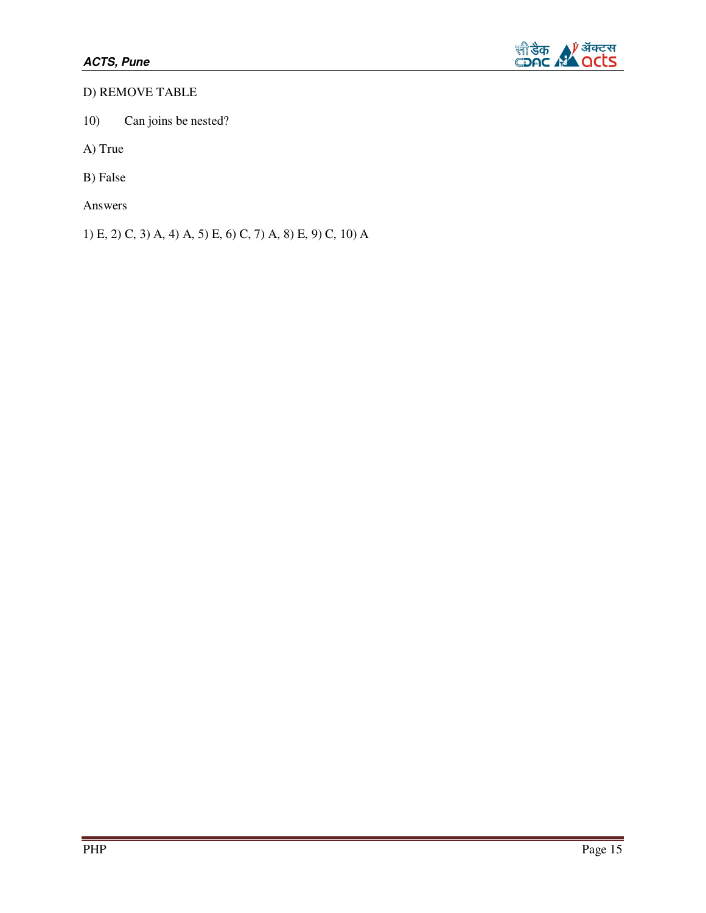D) REMOVE TABLE

10) Can joins be nested?

A) True

B) False

Answers

1) E, 2) C, 3) A, 4) A, 5) E, 6) C, 7) A, 8) E, 9) C, 10) A